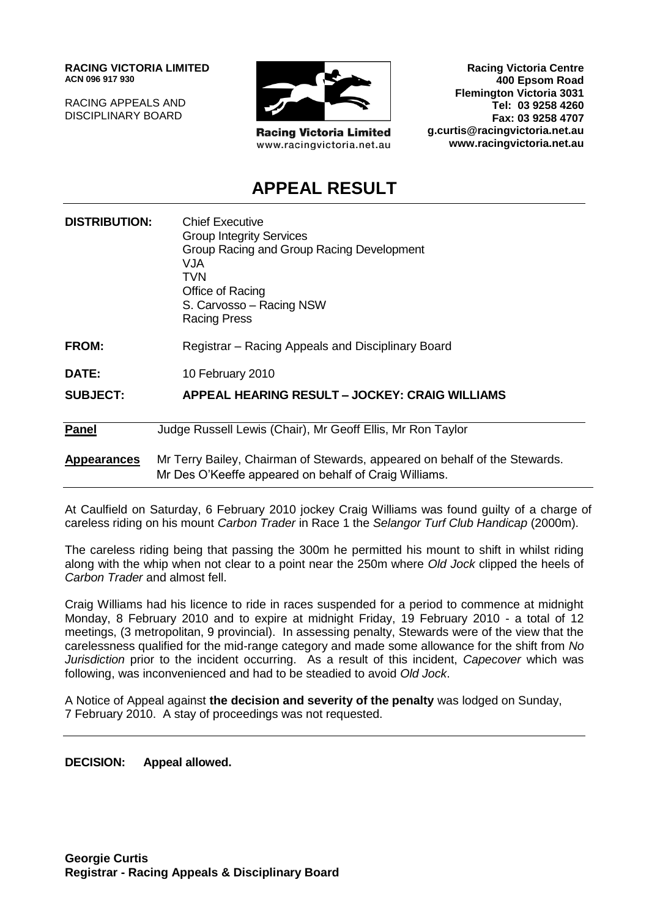**RACING VICTORIA LIMITED**
**ACN 096 917 930**

RACING APPEALS AND
DISCIPLINARY BOARD

**Racing Victoria Limited**
www.racingvictoria.net.au

**Racing Victoria Centre**
**400 Epsom Road**
**Flemington Victoria 3031**
**Tel: 03 9258 4260**
**Fax: 03 9258 4707**
**g.curtis@racingvictoria.net.au**
**www.racingvictoria.net.au**

# APPEAL RESULT

**DISTRIBUTION:** Chief Executive
Group Integrity Services
Group Racing and Group Racing Development
VJA
TVN
Office of Racing
S. Carvosso – Racing NSW
Racing Press

**FROM:** Registrar – Racing Appeals and Disciplinary Board

**DATE:** 10 February 2010

**SUBJECT:** **APPEAL HEARING RESULT – JOCKEY: CRAIG WILLIAMS**

**Panel** Judge Russell Lewis (Chair), Mr Geoff Ellis, Mr Ron Taylor

**Appearances** Mr Terry Bailey, Chairman of Stewards, appeared on behalf of the Stewards.
Mr Des O'Keeffe appeared on behalf of Craig Williams.

At Caulfield on Saturday, 6 February 2010 jockey Craig Williams was found guilty of a charge of careless riding on his mount *Carbon Trader* in Race 1 the *Selangor Turf Club Handicap* (2000m).

The careless riding being that passing the 300m he permitted his mount to shift in whilst riding along with the whip when not clear to a point near the 250m where *Old Jock* clipped the heels of *Carbon Trader* and almost fell.

Craig Williams had his licence to ride in races suspended for a period to commence at midnight Monday, 8 February 2010 and to expire at midnight Friday, 19 February 2010 - a total of 12 meetings, (3 metropolitan, 9 provincial). In assessing penalty, Stewards were of the view that the carelessness qualified for the mid-range category and made some allowance for the shift from *No Jurisdiction* prior to the incident occurring. As a result of this incident, *Capecover* which was following, was inconvenienced and had to be steadied to avoid *Old Jock*.

A Notice of Appeal against **the decision and severity of the penalty** was lodged on Sunday, 7 February 2010. A stay of proceedings was not requested.

**DECISION: Appeal allowed.**

**Georgie Curtis**
**Registrar - Racing Appeals & Disciplinary Board**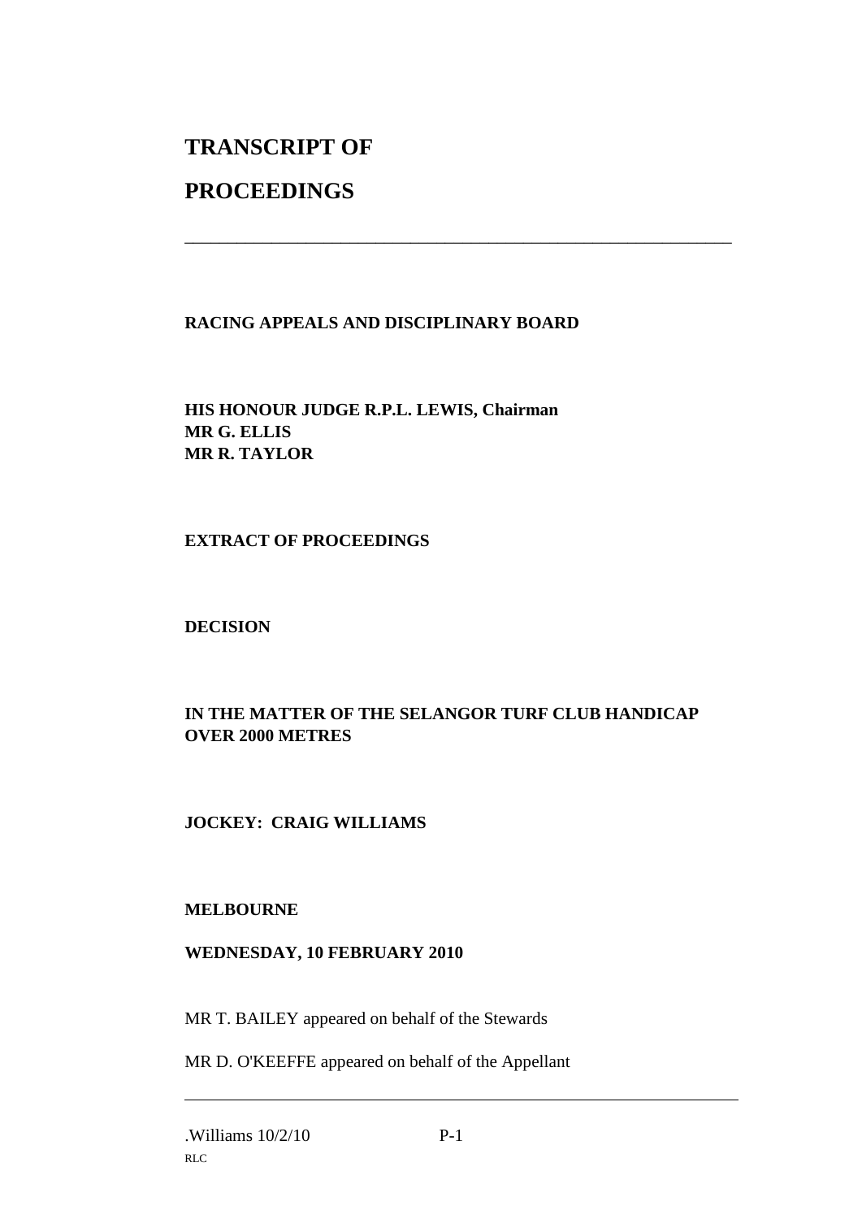# TRANSCRIPT OF

# PROCEEDINGS

---

**RACING APPEALS AND DISCIPLINARY BOARD**

**HIS HONOUR JUDGE R.P.L. LEWIS, Chairman**
**MR G. ELLIS**
**MR R. TAYLOR**

**EXTRACT OF PROCEEDINGS**

**DECISION**

**IN THE MATTER OF THE SELANGOR TURF CLUB HANDICAP OVER 2000 METRES**

**JOCKEY: CRAIG WILLIAMS**

**MELBOURNE**

**WEDNESDAY, 10 FEBRUARY 2010**

MR T. BAILEY appeared on behalf of the Stewards

MR D. O'KEEFFE appeared on behalf of the Appellant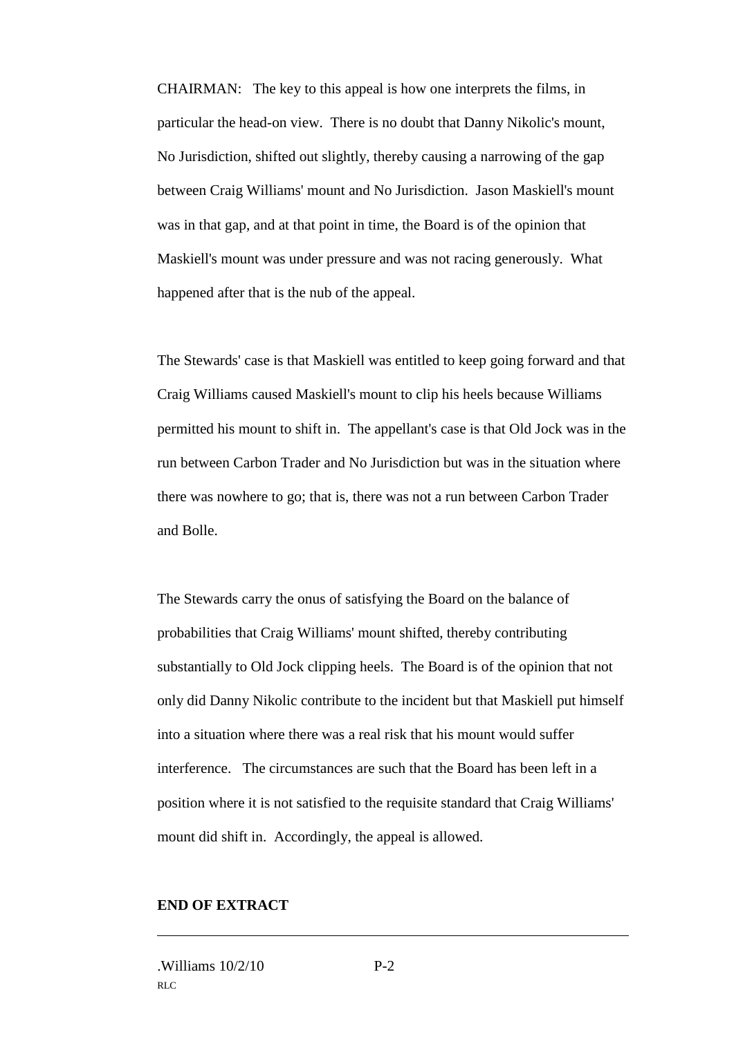CHAIRMAN: The key to this appeal is how one interprets the films, in particular the head-on view. There is no doubt that Danny Nikolic's mount, No Jurisdiction, shifted out slightly, thereby causing a narrowing of the gap between Craig Williams' mount and No Jurisdiction. Jason Maskiell's mount was in that gap, and at that point in time, the Board is of the opinion that Maskiell's mount was under pressure and was not racing generously. What happened after that is the nub of the appeal.

The Stewards' case is that Maskiell was entitled to keep going forward and that Craig Williams caused Maskiell's mount to clip his heels because Williams permitted his mount to shift in. The appellant's case is that Old Jock was in the run between Carbon Trader and No Jurisdiction but was in the situation where there was nowhere to go; that is, there was not a run between Carbon Trader and Bolle.

The Stewards carry the onus of satisfying the Board on the balance of probabilities that Craig Williams' mount shifted, thereby contributing substantially to Old Jock clipping heels. The Board is of the opinion that not only did Danny Nikolic contribute to the incident but that Maskiell put himself into a situation where there was a real risk that his mount would suffer interference. The circumstances are such that the Board has been left in a position where it is not satisfied to the requisite standard that Craig Williams' mount did shift in. Accordingly, the appeal is allowed.

**END OF EXTRACT**